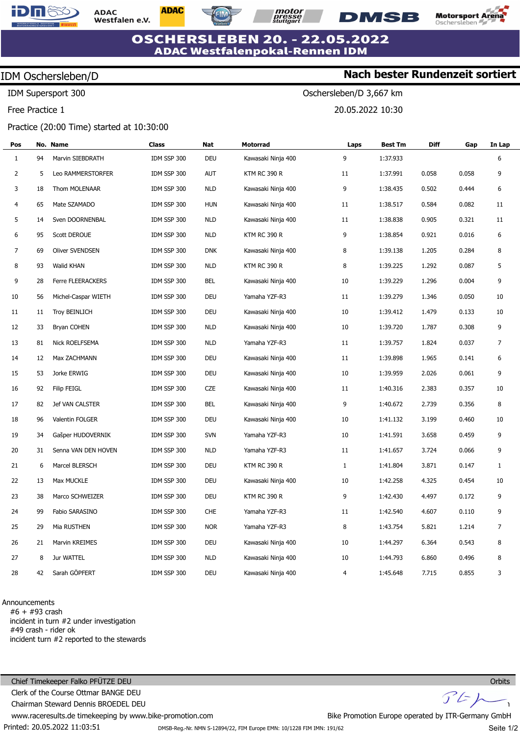# OSCHERSLEBEN 20. - 22.05.2022
## ADAC Westfalenpokal-Rennen IDM

**IDM Oschersleben/D** — **Nach bester Rundenzeit sortiert**

IDM Supersport 300 — Oschersleben/D 3,667 km

Free Practice 1 — 20.05.2022 10:30

Practice (20:00 Time) started at 10:30:00

| Pos | No. | Name | Class | Nat | Motorrad | Laps | Best Tm | Diff | Gap | In Lap |
|---|---|---|---|---|---|---|---|---|---|---|
| 1 | 94 | Marvin SIEBDRATH | IDM SSP 300 | DEU | Kawasaki Ninja 400 | 9 | 1:37.933 | | | 6 |
| 2 | 5 | Leo RAMMERSTORFER | IDM SSP 300 | AUT | KTM RC 390 R | 11 | 1:37.991 | 0.058 | 0.058 | 9 |
| 3 | 18 | Thom MOLENAAR | IDM SSP 300 | NLD | Kawasaki Ninja 400 | 9 | 1:38.435 | 0.502 | 0.444 | 6 |
| 4 | 65 | Mate SZAMADO | IDM SSP 300 | HUN | Kawasaki Ninja 400 | 11 | 1:38.517 | 0.584 | 0.082 | 11 |
| 5 | 14 | Sven DOORNENBAL | IDM SSP 300 | NLD | Kawasaki Ninja 400 | 11 | 1:38.838 | 0.905 | 0.321 | 11 |
| 6 | 95 | Scott DEROUE | IDM SSP 300 | NLD | KTM RC 390 R | 9 | 1:38.854 | 0.921 | 0.016 | 6 |
| 7 | 69 | Oliver SVENDSEN | IDM SSP 300 | DNK | Kawasaki Ninja 400 | 8 | 1:39.138 | 1.205 | 0.284 | 8 |
| 8 | 93 | Walid KHAN | IDM SSP 300 | NLD | KTM RC 390 R | 8 | 1:39.225 | 1.292 | 0.087 | 5 |
| 9 | 28 | Ferre FLEERACKERS | IDM SSP 300 | BEL | Kawasaki Ninja 400 | 10 | 1:39.229 | 1.296 | 0.004 | 9 |
| 10 | 56 | Michel-Caspar WIETH | IDM SSP 300 | DEU | Yamaha YZF-R3 | 11 | 1:39.279 | 1.346 | 0.050 | 10 |
| 11 | 11 | Troy BEINLICH | IDM SSP 300 | DEU | Kawasaki Ninja 400 | 10 | 1:39.412 | 1.479 | 0.133 | 10 |
| 12 | 33 | Bryan COHEN | IDM SSP 300 | NLD | Kawasaki Ninja 400 | 10 | 1:39.720 | 1.787 | 0.308 | 9 |
| 13 | 81 | Nick ROELFSEMA | IDM SSP 300 | NLD | Yamaha YZF-R3 | 11 | 1:39.757 | 1.824 | 0.037 | 7 |
| 14 | 12 | Max ZACHMANN | IDM SSP 300 | DEU | Kawasaki Ninja 400 | 11 | 1:39.898 | 1.965 | 0.141 | 6 |
| 15 | 53 | Jorke ERWIG | IDM SSP 300 | DEU | Kawasaki Ninja 400 | 10 | 1:39.959 | 2.026 | 0.061 | 9 |
| 16 | 92 | Filip FEIGL | IDM SSP 300 | CZE | Kawasaki Ninja 400 | 11 | 1:40.316 | 2.383 | 0.357 | 10 |
| 17 | 82 | Jef VAN CALSTER | IDM SSP 300 | BEL | Kawasaki Ninja 400 | 9 | 1:40.672 | 2.739 | 0.356 | 8 |
| 18 | 96 | Valentin FOLGER | IDM SSP 300 | DEU | Kawasaki Ninja 400 | 10 | 1:41.132 | 3.199 | 0.460 | 10 |
| 19 | 34 | Gašper HUDOVERNIK | IDM SSP 300 | SVN | Yamaha YZF-R3 | 10 | 1:41.591 | 3.658 | 0.459 | 9 |
| 20 | 31 | Senna VAN DEN HOVEN | IDM SSP 300 | NLD | Yamaha YZF-R3 | 11 | 1:41.657 | 3.724 | 0.066 | 9 |
| 21 | 6 | Marcel BLERSCH | IDM SSP 300 | DEU | KTM RC 390 R | 1 | 1:41.804 | 3.871 | 0.147 | 1 |
| 22 | 13 | Max MUCKLE | IDM SSP 300 | DEU | Kawasaki Ninja 400 | 10 | 1:42.258 | 4.325 | 0.454 | 10 |
| 23 | 38 | Marco SCHWEIZER | IDM SSP 300 | DEU | KTM RC 390 R | 9 | 1:42.430 | 4.497 | 0.172 | 9 |
| 24 | 99 | Fabio SARASINO | IDM SSP 300 | CHE | Yamaha YZF-R3 | 11 | 1:42.540 | 4.607 | 0.110 | 9 |
| 25 | 29 | Mia RUSTHEN | IDM SSP 300 | NOR | Yamaha YZF-R3 | 8 | 1:43.754 | 5.821 | 1.214 | 7 |
| 26 | 21 | Marvin KREIMES | IDM SSP 300 | DEU | Kawasaki Ninja 400 | 10 | 1:44.297 | 6.364 | 0.543 | 8 |
| 27 | 8 | Jur WATTEL | IDM SSP 300 | NLD | Kawasaki Ninja 400 | 10 | 1:44.793 | 6.860 | 0.496 | 8 |
| 28 | 42 | Sarah GÖPFERT | IDM SSP 300 | DEU | Kawasaki Ninja 400 | 4 | 1:45.648 | 7.715 | 0.855 | 3 |

Announcements
- #6 + #93 crash
- incident in turn #2 under investigation
- #49 crash - rider ok
- incident turn #2 reported to the stewards

Chief Timekeeper Falko PFÜTZE DEU — Orbits
Clerk of the Course Ottmar BANGE DEU
Chairman Steward Dennis BROEDEL DEU
www.raceresults.de timekeeping by www.bike-promotion.com — Bike Promotion Europe operated by ITR-Germany GmbH
Printed: 20.05.2022 11:03:51 — DMSB-Reg.-Nr. NMN S-12894/22, FIM Europe EMN: 10/1228 FIM IMN: 191/62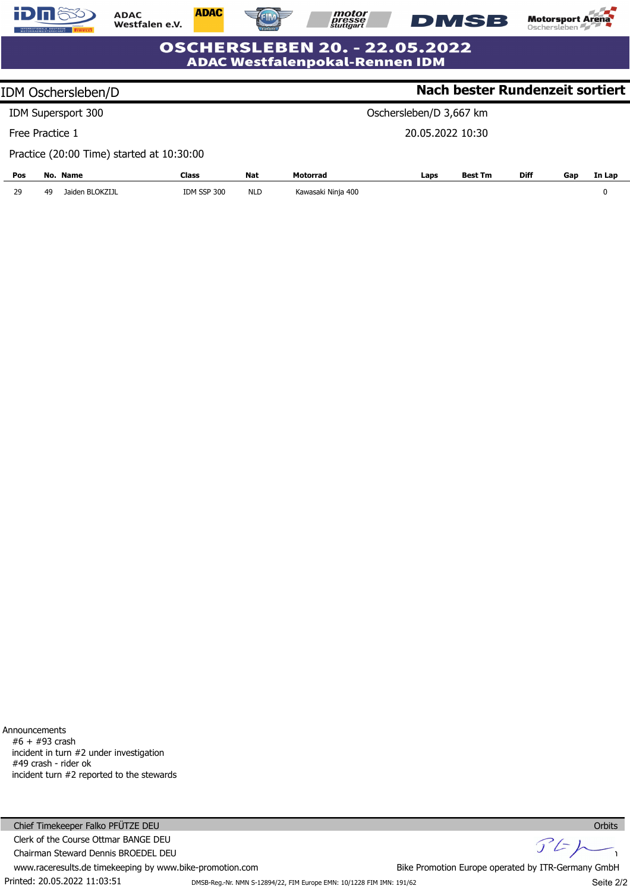# OSCHERSLEBEN 20. - 22.05.2022
## ADAC Westfalenpokal-Rennen IDM

IDM Oschersleben/D **Nach bester Rundenzeit sortiert**

IDM Supersport 300 Oschersleben/D 3,667 km

Free Practice 1 20.05.2022 10:30

Practice (20:00 Time) started at 10:30:00

| Pos | No. | Name | Class | Nat | Motorrad | Laps | Best Tm | Diff | Gap | In Lap |
|---|---|---|---|---|---|---|---|---|---|---|
| 29 | 49 | Jaiden BLOKZIJL | IDM SSP 300 | NLD | Kawasaki Ninja 400 | | | | | 0 |

Announcements
- #6 + #93 crash
- incident in turn #2 under investigation
- #49 crash - rider ok
- incident turn #2 reported to the stewards

Chief Timekeeper Falko PFÜTZE DEU
Clerk of the Course Ottmar BANGE DEU
Chairman Steward Dennis BROEDEL DEU
www.raceresults.de timekeeping by www.bike-promotion.com
Printed: 20.05.2022 11:03:51

Orbits
Bike Promotion Europe operated by ITR-Germany GmbH

DMSB-Reg.-Nr. NMN S-12894/22, FIM Europe EMN: 10/1228 FIM IMN: 191/62